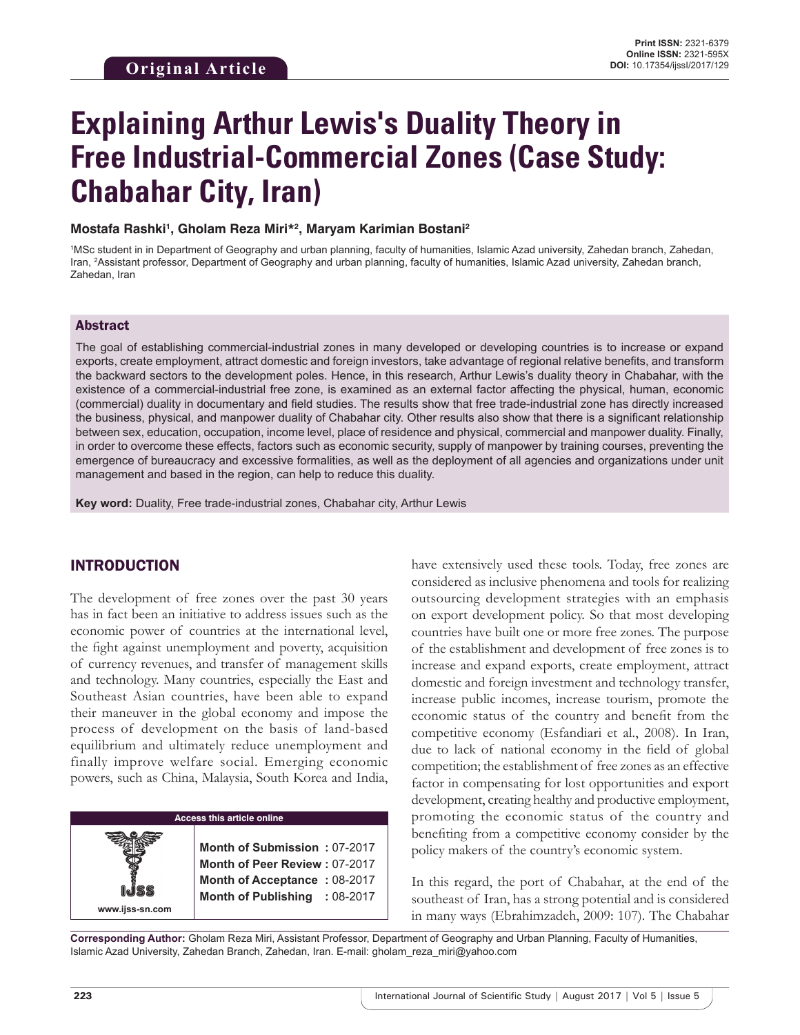Original Article

Print ISSN: 2321-6379
Online ISSN: 2321-595X
DOI: 10.17354/ijssI/2017/129

# Explaining Arthur Lewis's Duality Theory in Free Industrial-Commercial Zones (Case Study: Chabahar City, Iran)

**Mostafa Rashki[1], Gholam Reza Miri*[2], Maryam Karimian Bostani[2]**

[1]MSc student in in Department of Geography and urban planning, faculty of humanities, Islamic Azad university, Zahedan branch, Zahedan, Iran, [2]Assistant professor, Department of Geography and urban planning, faculty of humanities, Islamic Azad university, Zahedan branch, Zahedan, Iran

## Abstract

The goal of establishing commercial-industrial zones in many developed or developing countries is to increase or expand exports, create employment, attract domestic and foreign investors, take advantage of regional relative benefits, and transform the backward sectors to the development poles. Hence, in this research, Arthur Lewis's duality theory in Chabahar, with the existence of a commercial-industrial free zone, is examined as an external factor affecting the physical, human, economic (commercial) duality in documentary and field studies. The results show that free trade-industrial zone has directly increased the business, physical, and manpower duality of Chabahar city. Other results also show that there is a significant relationship between sex, education, occupation, income level, place of residence and physical, commercial and manpower duality. Finally, in order to overcome these effects, factors such as economic security, supply of manpower by training courses, preventing the emergence of bureaucracy and excessive formalities, as well as the deployment of all agencies and organizations under unit management and based in the region, can help to reduce this duality.

**Key word:** Duality, Free trade-industrial zones, Chabahar city, Arthur Lewis

## INTRODUCTION

The development of free zones over the past 30 years has in fact been an initiative to address issues such as the economic power of countries at the international level, the fight against unemployment and poverty, acquisition of currency revenues, and transfer of management skills and technology. Many countries, especially the East and Southeast Asian countries, have been able to expand their maneuver in the global economy and impose the process of development on the basis of land-based equilibrium and ultimately reduce unemployment and finally improve welfare social. Emerging economic powers, such as China, Malaysia, South Korea and India, have extensively used these tools. Today, free zones are considered as inclusive phenomena and tools for realizing outsourcing development strategies with an emphasis on export development policy. So that most developing countries have built one or more free zones. The purpose of the establishment and development of free zones is to increase and expand exports, create employment, attract domestic and foreign investment and technology transfer, increase public incomes, increase tourism, promote the economic status of the country and benefit from the competitive economy (Esfandiari et al., 2008). In Iran, due to lack of national economy in the field of global competition; the establishment of free zones as an effective factor in compensating for lost opportunities and export development, creating healthy and productive employment, promoting the economic status of the country and benefiting from a competitive economy consider by the policy makers of the country's economic system.

| Access this article online | |
|---|---|
| www.ijss-sn.com | **Month of Submission :** 07-2017<br>**Month of Peer Review :** 07-2017<br>**Month of Acceptance :** 08-2017<br>**Month of Publishing :** 08-2017 |

In this regard, the port of Chabahar, at the end of the southeast of Iran, has a strong potential and is considered in many ways (Ebrahimzadeh, 2009: 107). The Chabahar

**Corresponding Author:** Gholam Reza Miri, Assistant Professor, Department of Geography and Urban Planning, Faculty of Humanities, Islamic Azad University, Zahedan Branch, Zahedan, Iran. E-mail: gholam_reza_miri@yahoo.com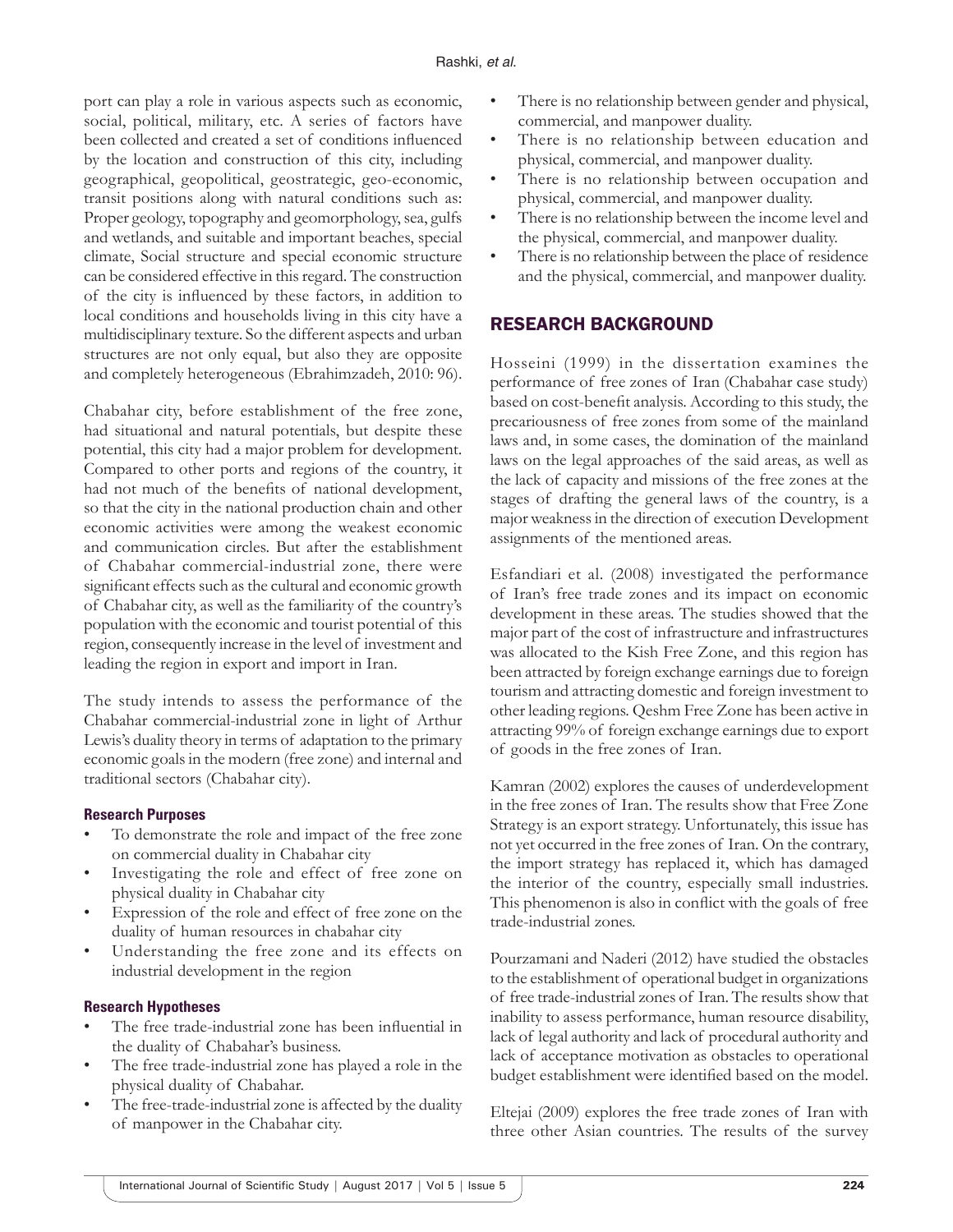port can play a role in various aspects such as economic, social, political, military, etc. A series of factors have been collected and created a set of conditions influenced by the location and construction of this city, including geographical, geopolitical, geostrategic, geo-economic, transit positions along with natural conditions such as: Proper geology, topography and geomorphology, sea, gulfs and wetlands, and suitable and important beaches, special climate, Social structure and special economic structure can be considered effective in this regard. The construction of the city is influenced by these factors, in addition to local conditions and households living in this city have a multidisciplinary texture. So the different aspects and urban structures are not only equal, but also they are opposite and completely heterogeneous (Ebrahimzadeh, 2010: 96).

Chabahar city, before establishment of the free zone, had situational and natural potentials, but despite these potential, this city had a major problem for development. Compared to other ports and regions of the country, it had not much of the benefits of national development, so that the city in the national production chain and other economic activities were among the weakest economic and communication circles. But after the establishment of Chabahar commercial-industrial zone, there were significant effects such as the cultural and economic growth of Chabahar city, as well as the familiarity of the country's population with the economic and tourist potential of this region, consequently increase in the level of investment and leading the region in export and import in Iran.

The study intends to assess the performance of the Chabahar commercial-industrial zone in light of Arthur Lewis's duality theory in terms of adaptation to the primary economic goals in the modern (free zone) and internal and traditional sectors (Chabahar city).

### Research Purposes

- To demonstrate the role and impact of the free zone on commercial duality in Chabahar city
- Investigating the role and effect of free zone on physical duality in Chabahar city
- Expression of the role and effect of free zone on the duality of human resources in chabahar city
- Understanding the free zone and its effects on industrial development in the region

### Research Hypotheses

- The free trade-industrial zone has been influential in the duality of Chabahar's business.
- The free trade-industrial zone has played a role in the physical duality of Chabahar.
- The free-trade-industrial zone is affected by the duality of manpower in the Chabahar city.
- There is no relationship between gender and physical, commercial, and manpower duality.
- There is no relationship between education and physical, commercial, and manpower duality.
- There is no relationship between occupation and physical, commercial, and manpower duality.
- There is no relationship between the income level and the physical, commercial, and manpower duality.
- There is no relationship between the place of residence and the physical, commercial, and manpower duality.

## RESEARCH BACKGROUND

Hosseini (1999) in the dissertation examines the performance of free zones of Iran (Chabahar case study) based on cost-benefit analysis. According to this study, the precariousness of free zones from some of the mainland laws and, in some cases, the domination of the mainland laws on the legal approaches of the said areas, as well as the lack of capacity and missions of the free zones at the stages of drafting the general laws of the country, is a major weakness in the direction of execution Development assignments of the mentioned areas.

Esfandiari et al. (2008) investigated the performance of Iran's free trade zones and its impact on economic development in these areas. The studies showed that the major part of the cost of infrastructure and infrastructures was allocated to the Kish Free Zone, and this region has been attracted by foreign exchange earnings due to foreign tourism and attracting domestic and foreign investment to other leading regions. Qeshm Free Zone has been active in attracting 99% of foreign exchange earnings due to export of goods in the free zones of Iran.

Kamran (2002) explores the causes of underdevelopment in the free zones of Iran. The results show that Free Zone Strategy is an export strategy. Unfortunately, this issue has not yet occurred in the free zones of Iran. On the contrary, the import strategy has replaced it, which has damaged the interior of the country, especially small industries. This phenomenon is also in conflict with the goals of free trade-industrial zones.

Pourzamani and Naderi (2012) have studied the obstacles to the establishment of operational budget in organizations of free trade-industrial zones of Iran. The results show that inability to assess performance, human resource disability, lack of legal authority and lack of procedural authority and lack of acceptance motivation as obstacles to operational budget establishment were identified based on the model.

Eltejai (2009) explores the free trade zones of Iran with three other Asian countries. The results of the survey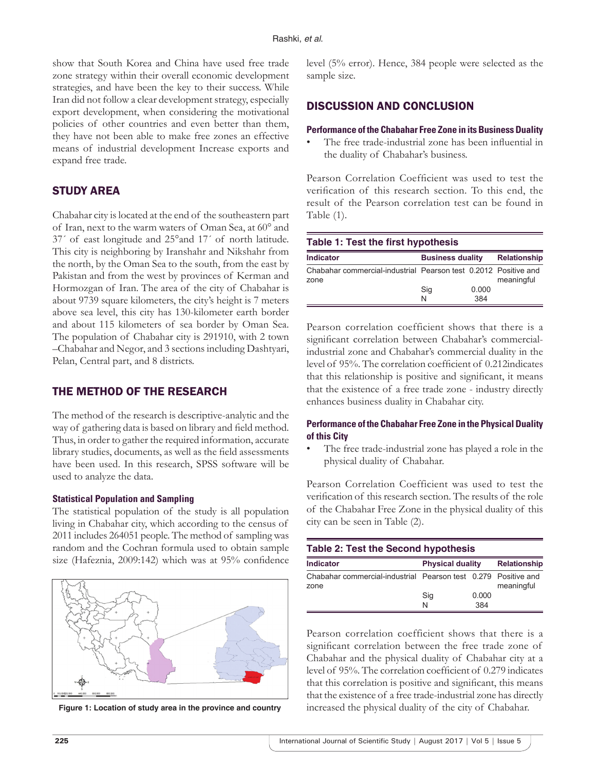show that South Korea and China have used free trade zone strategy within their overall economic development strategies, and have been the key to their success. While Iran did not follow a clear development strategy, especially export development, when considering the motivational policies of other countries and even better than them, they have not been able to make free zones an effective means of industrial development Increase exports and expand free trade.

## STUDY AREA

Chabahar city is located at the end of the southeastern part of Iran, next to the warm waters of Oman Sea, at 60° and 37´ of east longitude and 25°and 17´ of north latitude. This city is neighboring by Iranshahr and Nikshahr from the north, by the Oman Sea to the south, from the east by Pakistan and from the west by provinces of Kerman and Hormozgan of Iran. The area of the city of Chabahar is about 9739 square kilometers, the city's height is 7 meters above sea level, this city has 130-kilometer earth border and about 115 kilometers of sea border by Oman Sea. The population of Chabahar city is 291910, with 2 town –Chabahar and Negor, and 3 sections including Dashtyari, Pelan, Central part, and 8 districts.

## THE METHOD OF THE RESEARCH

The method of the research is descriptive-analytic and the way of gathering data is based on library and field method. Thus, in order to gather the required information, accurate library studies, documents, as well as the field assessments have been used. In this research, SPSS software will be used to analyze the data.

### Statistical Population and Sampling

The statistical population of the study is all population living in Chabahar city, which according to the census of 2011 includes 264051 people. The method of sampling was random and the Cochran formula used to obtain sample size (Hafeznia, 2009:142) which was at 95% confidence level (5% error). Hence, 384 people were selected as the sample size.

Figure 1: Location of study area in the province and country

## DISCUSSION AND CONCLUSION

### Performance of the Chabahar Free Zone in its Business Duality

- The free trade-industrial zone has been influential in the duality of Chabahar's business.

Pearson Correlation Coefficient was used to test the verification of this research section. To this end, the result of the Pearson correlation test can be found in Table (1).

**Table 1: Test the first hypothesis**

| Indicator | Business duality | | Relationship |
|---|---|---|---|
| Chabahar commercial-industrial zone | Pearson test | 0.2012 | Positive and meaningful |
| | Sig | 0.000 | |
| | N | 384 | |

Pearson correlation coefficient shows that there is a significant correlation between Chabahar's commercial-industrial zone and Chabahar's commercial duality in the level of 95%. The correlation coefficient of 0.212indicates that this relationship is positive and significant, it means that the existence of a free trade zone - industry directly enhances business duality in Chabahar city.

### Performance of the Chabahar Free Zone in the Physical Duality of this City

- The free trade-industrial zone has played a role in the physical duality of Chabahar.

Pearson Correlation Coefficient was used to test the verification of this research section. The results of the role of the Chabahar Free Zone in the physical duality of this city can be seen in Table (2).

**Table 2: Test the Second hypothesis**

| Indicator | Physical duality | | Relationship |
|---|---|---|---|
| Chabahar commercial-industrial zone | Pearson test | 0.279 | Positive and meaningful |
| | Sig | 0.000 | |
| | N | 384 | |

Pearson correlation coefficient shows that there is a significant correlation between the free trade zone of Chabahar and the physical duality of Chabahar city at a level of 95%. The correlation coefficient of 0.279 indicates that this correlation is positive and significant, this means that the existence of a free trade-industrial zone has directly increased the physical duality of the city of Chabahar.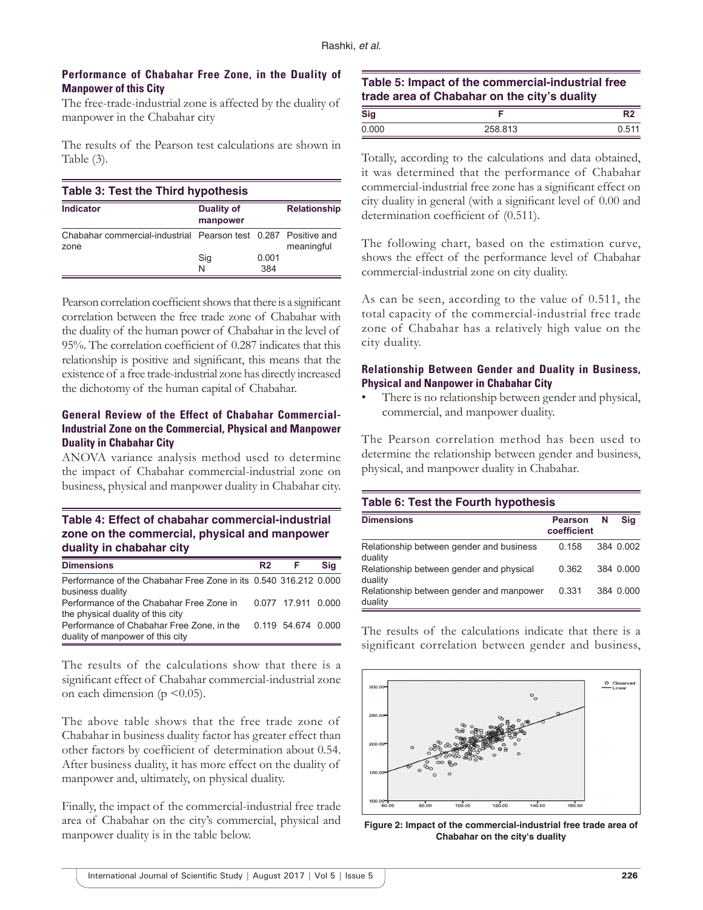#### Performance of Chabahar Free Zone, in the Duality of Manpower of this City

The free-trade-industrial zone is affected by the duality of manpower in the Chabahar city

The results of the Pearson test calculations are shown in Table (3).

**Table 3: Test the Third hypothesis**

| Indicator | Duality of manpower | | Relationship |
|---|---|---|---|
| Chabahar commercial-industrial zone | Pearson test | 0.287 | Positive and meaningful |
| | Sig | 0.001 | |
| | N | 384 | |

Pearson correlation coefficient shows that there is a significant correlation between the free trade zone of Chabahar with the duality of the human power of Chabahar in the level of 95%. The correlation coefficient of 0.287 indicates that this relationship is positive and significant, this means that the existence of a free trade-industrial zone has directly increased the dichotomy of the human capital of Chabahar.

#### General Review of the Effect of Chabahar Commercial-Industrial Zone on the Commercial, Physical and Manpower Duality in Chabahar City

ANOVA variance analysis method used to determine the impact of Chabahar commercial-industrial zone on business, physical and manpower duality in Chabahar city.

**Table 4: Effect of chabahar commercial-industrial zone on the commercial, physical and manpower duality in chabahar city**

| Dimensions | R2 | F | Sig |
|---|---|---|---|
| Performance of the Chabahar Free Zone in its business duality | 0.540 | 316.212 | 0.000 |
| Performance of the Chabahar Free Zone in the physical duality of this city | 0.077 | 17.911 | 0.000 |
| Performance of Chabahar Free Zone, in the duality of manpower of this city | 0.119 | 54.674 | 0.000 |

The results of the calculations show that there is a significant effect of Chabahar commercial-industrial zone on each dimension ($p < 0.05$).

The above table shows that the free trade zone of Chabahar in business duality factor has greater effect than other factors by coefficient of determination about 0.54. After business duality, it has more effect on the duality of manpower and, ultimately, on physical duality.

Finally, the impact of the commercial-industrial free trade area of Chabahar on the city's commercial, physical and manpower duality is in the table below.

**Table 5: Impact of the commercial-industrial free trade area of Chabahar on the city's duality**

| Sig | F | R2 |
|---|---|---|
| 0.000 | 258.813 | 0.511 |

Totally, according to the calculations and data obtained, it was determined that the performance of Chabahar commercial-industrial free zone has a significant effect on city duality in general (with a significant level of 0.00 and determination coefficient of (0.511).

The following chart, based on the estimation curve, shows the effect of the performance level of Chabahar commercial-industrial zone on city duality.

As can be seen, according to the value of 0.511, the total capacity of the commercial-industrial free trade zone of Chabahar has a relatively high value on the city duality.

#### Relationship Between Gender and Duality in Business, Physical and Nanpower in Chabahar City

- There is no relationship between gender and physical, commercial, and manpower duality.

The Pearson correlation method has been used to determine the relationship between gender and business, physical, and manpower duality in Chabahar.

**Table 6: Test the Fourth hypothesis**

| Dimensions | Pearson coefficient | N | Sig |
|---|---|---|---|
| Relationship between gender and business duality | 0.158 | 384 | 0.002 |
| Relationship between gender and physical duality | 0.362 | 384 | 0.000 |
| Relationship between gender and manpower duality | 0.331 | 384 | 0.000 |

The results of the calculations indicate that there is a significant correlation between gender and business,

**Figure 2: Impact of the commercial-industrial free trade area of Chabahar on the city's duality**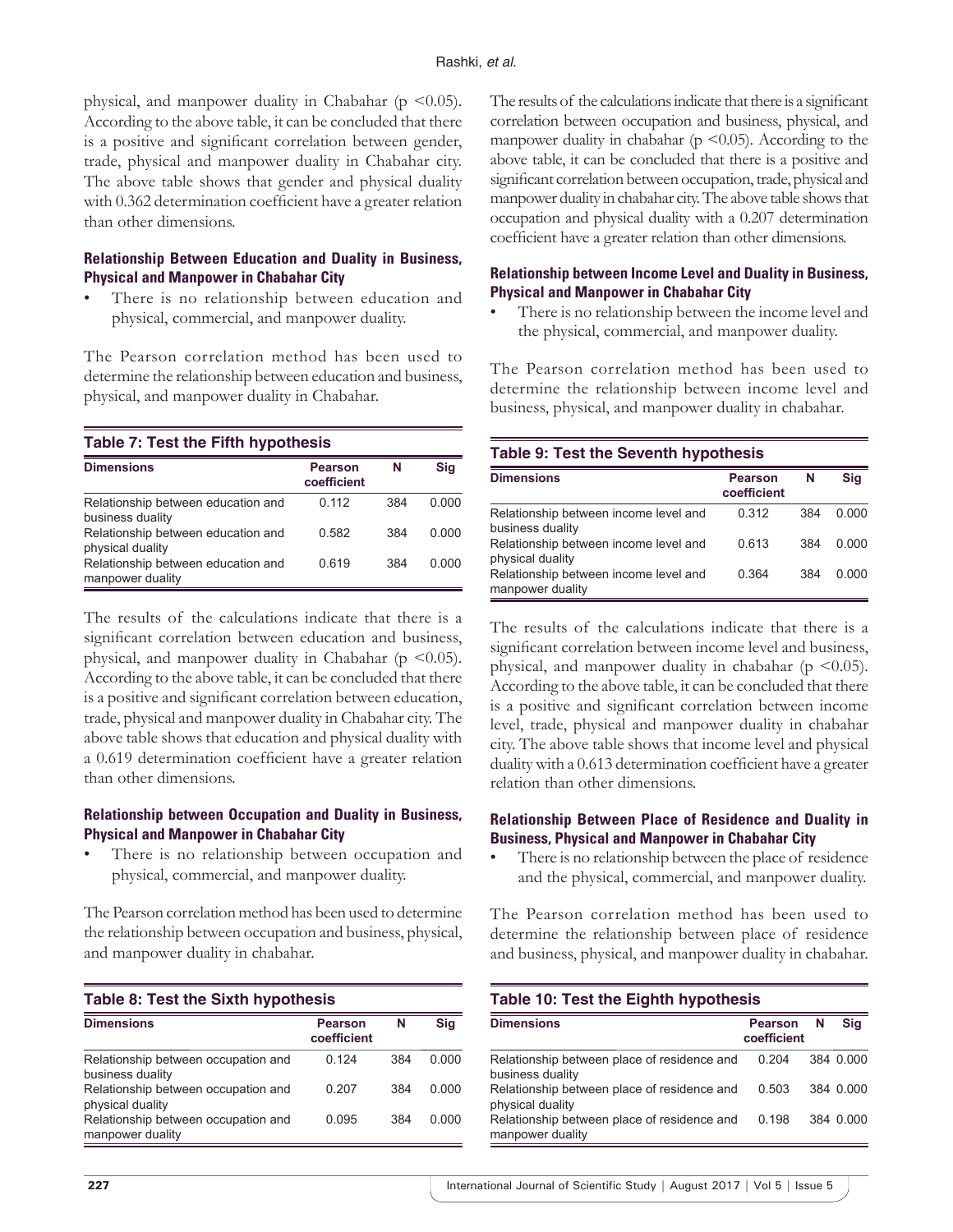physical, and manpower duality in Chabahar ($p < 0.05$). According to the above table, it can be concluded that there is a positive and significant correlation between gender, trade, physical and manpower duality in Chabahar city. The above table shows that gender and physical duality with 0.362 determination coefficient have a greater relation than other dimensions.

### Relationship Between Education and Duality in Business, Physical and Manpower in Chabahar City

- There is no relationship between education and physical, commercial, and manpower duality.

The Pearson correlation method has been used to determine the relationship between education and business, physical, and manpower duality in Chabahar.

**Table 7: Test the Fifth hypothesis**

| Dimensions | Pearson coefficient | N | Sig |
|---|---|---|---|
| Relationship between education and business duality | 0.112 | 384 | 0.000 |
| Relationship between education and physical duality | 0.582 | 384 | 0.000 |
| Relationship between education and manpower duality | 0.619 | 384 | 0.000 |

The results of the calculations indicate that there is a significant correlation between education and business, physical, and manpower duality in Chabahar ($p < 0.05$). According to the above table, it can be concluded that there is a positive and significant correlation between education, trade, physical and manpower duality in Chabahar city. The above table shows that education and physical duality with a 0.619 determination coefficient have a greater relation than other dimensions.

### Relationship between Occupation and Duality in Business, Physical and Manpower in Chabahar City

- There is no relationship between occupation and physical, commercial, and manpower duality.

The Pearson correlation method has been used to determine the relationship between occupation and business, physical, and manpower duality in chabahar.

**Table 8: Test the Sixth hypothesis**

| Dimensions | Pearson coefficient | N | Sig |
|---|---|---|---|
| Relationship between occupation and business duality | 0.124 | 384 | 0.000 |
| Relationship between occupation and physical duality | 0.207 | 384 | 0.000 |
| Relationship between occupation and manpower duality | 0.095 | 384 | 0.000 |

The results of the calculations indicate that there is a significant correlation between occupation and business, physical, and manpower duality in chabahar ($p < 0.05$). According to the above table, it can be concluded that there is a positive and significant correlation between occupation, trade, physical and manpower duality in chabahar city. The above table shows that occupation and physical duality with a 0.207 determination coefficient have a greater relation than other dimensions.

### Relationship between Income Level and Duality in Business, Physical and Manpower in Chabahar City

- There is no relationship between the income level and the physical, commercial, and manpower duality.

The Pearson correlation method has been used to determine the relationship between income level and business, physical, and manpower duality in chabahar.

**Table 9: Test the Seventh hypothesis**

| Dimensions | Pearson coefficient | N | Sig |
|---|---|---|---|
| Relationship between income level and business duality | 0.312 | 384 | 0.000 |
| Relationship between income level and physical duality | 0.613 | 384 | 0.000 |
| Relationship between income level and manpower duality | 0.364 | 384 | 0.000 |

The results of the calculations indicate that there is a significant correlation between income level and business, physical, and manpower duality in chabahar ($p < 0.05$). According to the above table, it can be concluded that there is a positive and significant correlation between income level, trade, physical and manpower duality in chabahar city. The above table shows that income level and physical duality with a 0.613 determination coefficient have a greater relation than other dimensions.

### Relationship Between Place of Residence and Duality in Business, Physical and Manpower in Chabahar City

- There is no relationship between the place of residence and the physical, commercial, and manpower duality.

The Pearson correlation method has been used to determine the relationship between place of residence and business, physical, and manpower duality in chabahar.

**Table 10: Test the Eighth hypothesis**

| Dimensions | Pearson coefficient | N | Sig |
|---|---|---|---|
| Relationship between place of residence and business duality | 0.204 | 384 | 0.000 |
| Relationship between place of residence and physical duality | 0.503 | 384 | 0.000 |
| Relationship between place of residence and manpower duality | 0.198 | 384 | 0.000 |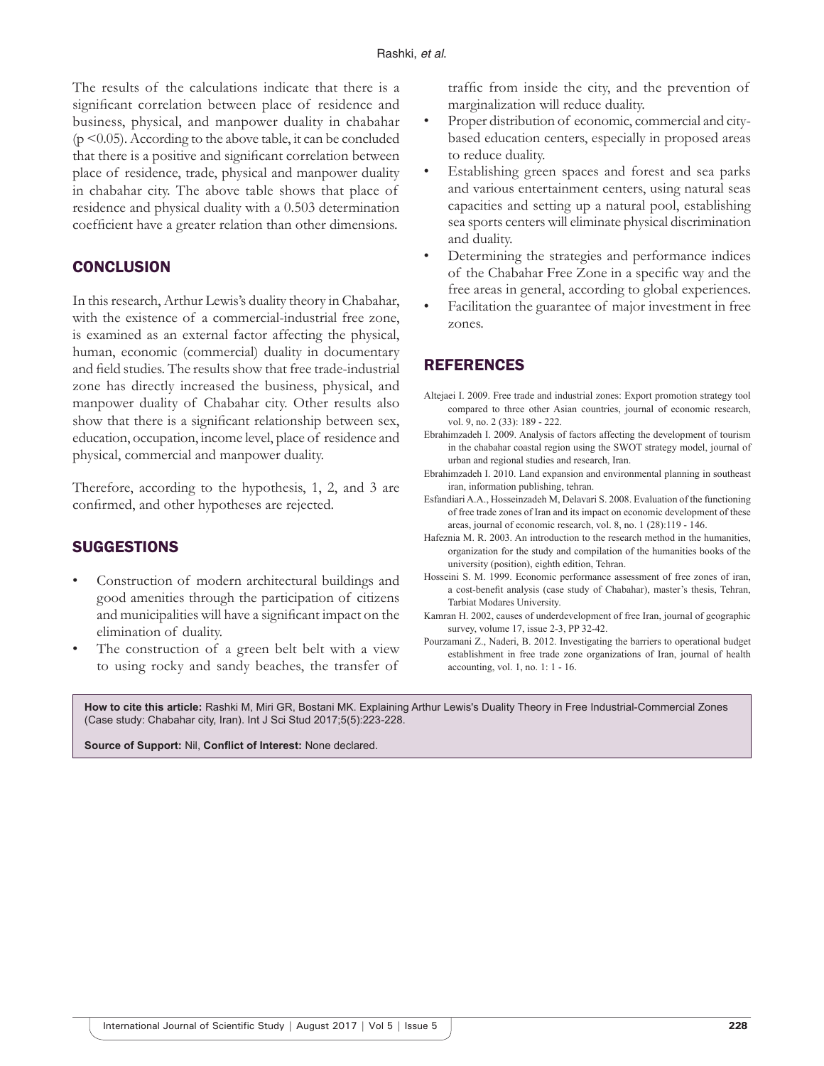The results of the calculations indicate that there is a significant correlation between place of residence and business, physical, and manpower duality in chabahar ($p < 0.05$). According to the above table, it can be concluded that there is a positive and significant correlation between place of residence, trade, physical and manpower duality in chabahar city. The above table shows that place of residence and physical duality with a 0.503 determination coefficient have a greater relation than other dimensions.

## CONCLUSION

In this research, Arthur Lewis's duality theory in Chabahar, with the existence of a commercial-industrial free zone, is examined as an external factor affecting the physical, human, economic (commercial) duality in documentary and field studies. The results show that free trade-industrial zone has directly increased the business, physical, and manpower duality of Chabahar city. Other results also show that there is a significant relationship between sex, education, occupation, income level, place of residence and physical, commercial and manpower duality.

Therefore, according to the hypothesis, 1, 2, and 3 are confirmed, and other hypotheses are rejected.

## SUGGESTIONS

- Construction of modern architectural buildings and good amenities through the participation of citizens and municipalities will have a significant impact on the elimination of duality.
- The construction of a green belt belt with a view to using rocky and sandy beaches, the transfer of traffic from inside the city, and the prevention of marginalization will reduce duality.
- Proper distribution of economic, commercial and city-based education centers, especially in proposed areas to reduce duality.
- Establishing green spaces and forest and sea parks and various entertainment centers, using natural seas capacities and setting up a natural pool, establishing sea sports centers will eliminate physical discrimination and duality.
- Determining the strategies and performance indices of the Chabahar Free Zone in a specific way and the free areas in general, according to global experiences.
- Facilitation the guarantee of major investment in free zones.

## REFERENCES

Altejaei I. 2009. Free trade and industrial zones: Export promotion strategy tool compared to three other Asian countries, journal of economic research, vol. 9, no. 2 (33): 189 - 222.

Ebrahimzadeh I. 2009. Analysis of factors affecting the development of tourism in the chabahar coastal region using the SWOT strategy model, journal of urban and regional studies and research, Iran.

Ebrahimzadeh I. 2010. Land expansion and environmental planning in southeast iran, information publishing, tehran.

Esfandiari A.A., Hosseinzadeh M, Delavari S. 2008. Evaluation of the functioning of free trade zones of Iran and its impact on economic development of these areas, journal of economic research, vol. 8, no. 1 (28):119 - 146.

Hafeznia M. R. 2003. An introduction to the research method in the humanities, organization for the study and compilation of the humanities books of the university (position), eighth edition, Tehran.

Hosseini S. M. 1999. Economic performance assessment of free zones of iran, a cost-benefit analysis (case study of Chabahar), master's thesis, Tehran, Tarbiat Modares University.

Kamran H. 2002, causes of underdevelopment of free Iran, journal of geographic survey, volume 17, issue 2-3, PP 32-42.

Pourzamani Z., Naderi, B. 2012. Investigating the barriers to operational budget establishment in free trade zone organizations of Iran, journal of health accounting, vol. 1, no. 1: 1 - 16.

**How to cite this article:** Rashki M, Miri GR, Bostani MK. Explaining Arthur Lewis's Duality Theory in Free Industrial-Commercial Zones (Case study: Chabahar city, Iran). Int J Sci Stud 2017;5(5):223-228.

**Source of Support:** Nil, **Conflict of Interest:** None declared.